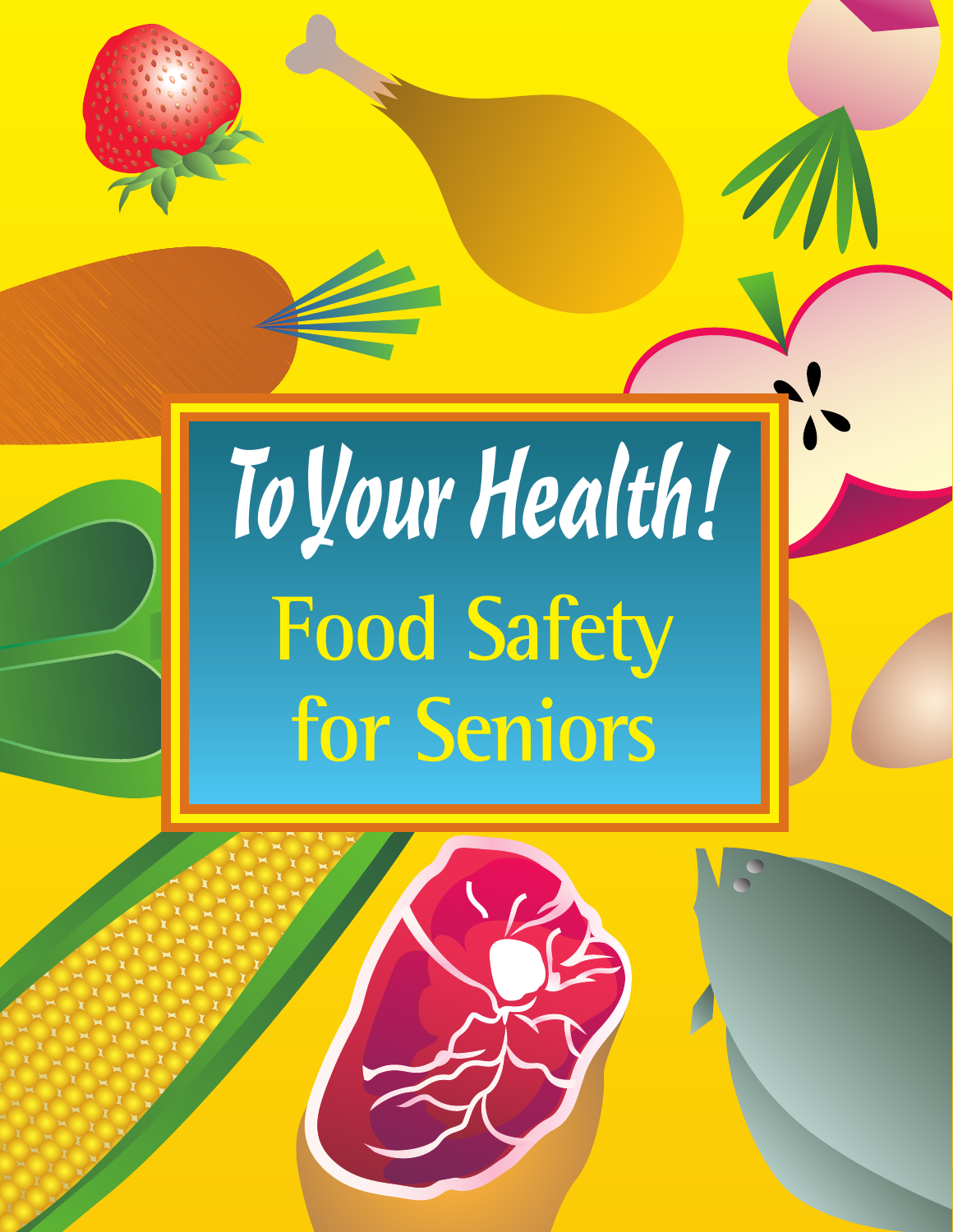# To Your Health!

## Food Safety for Seniors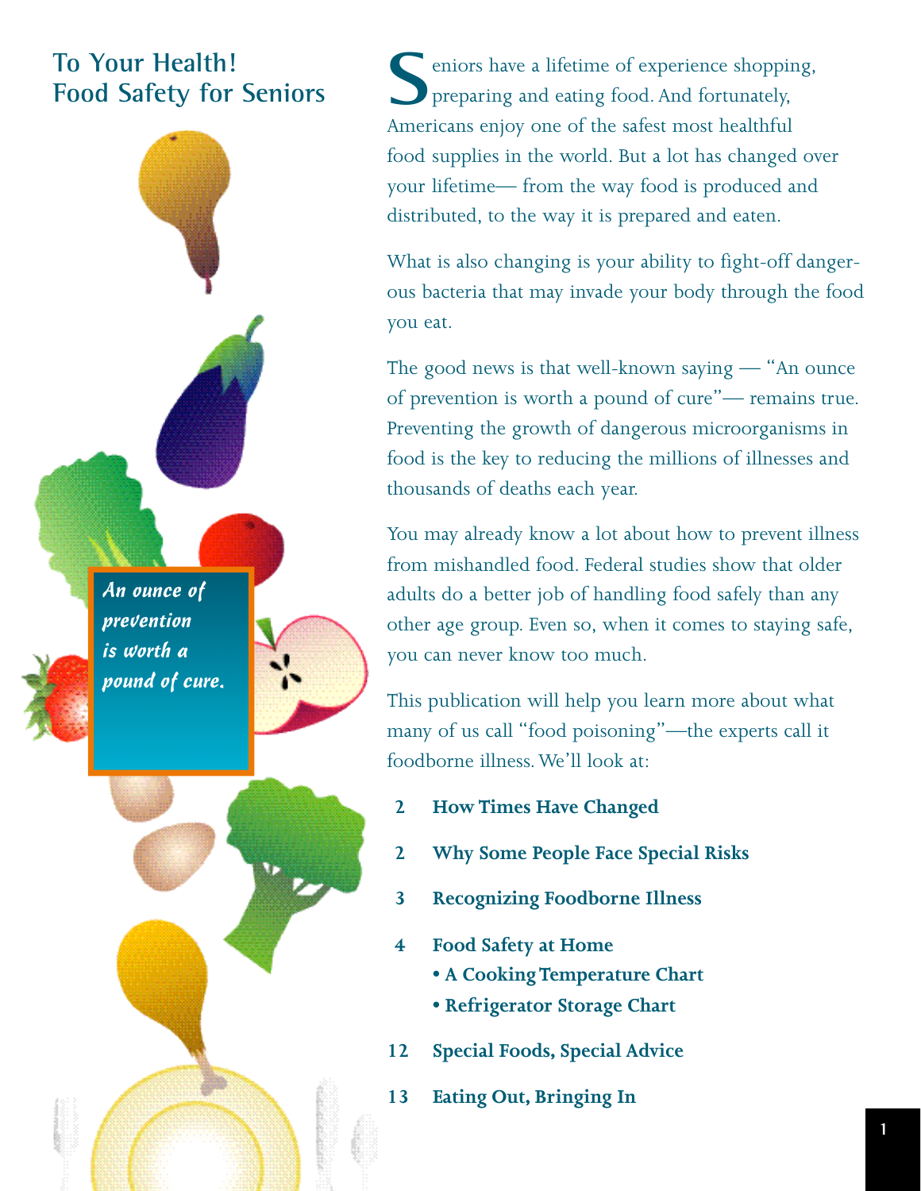# To Your Health! Food Safety for Seniors

*An ounce of prevention is worth a pound of cure.*

Seniors have a lifetime of experience shopping, preparing and eating food. And fortunately, Americans enjoy one of the safest most healthful food supplies in the world. But a lot has changed over your lifetime— from the way food is produced and distributed, to the way it is prepared and eaten.

What is also changing is your ability to fight-off dangerous bacteria that may invade your body through the food you eat.

The good news is that well-known saying — "An ounce of prevention is worth a pound of cure"— remains true. Preventing the growth of dangerous microorganisms in food is the key to reducing the millions of illnesses and thousands of deaths each year.

You may already know a lot about how to prevent illness from mishandled food. Federal studies show that older adults do a better job of handling food safely than any other age group. Even so, when it comes to staying safe, you can never know too much.

This publication will help you learn more about what many of us call "food poisoning"—the experts call it foodborne illness. We'll look at:

- 2 **How Times Have Changed**
- 2 **Why Some People Face Special Risks**
- 3 **Recognizing Foodborne Illness**
- 4 **Food Safety at Home**
  - **A Cooking Temperature Chart**
  - **Refrigerator Storage Chart**
- 12 **Special Foods, Special Advice**
- 13 **Eating Out, Bringing In**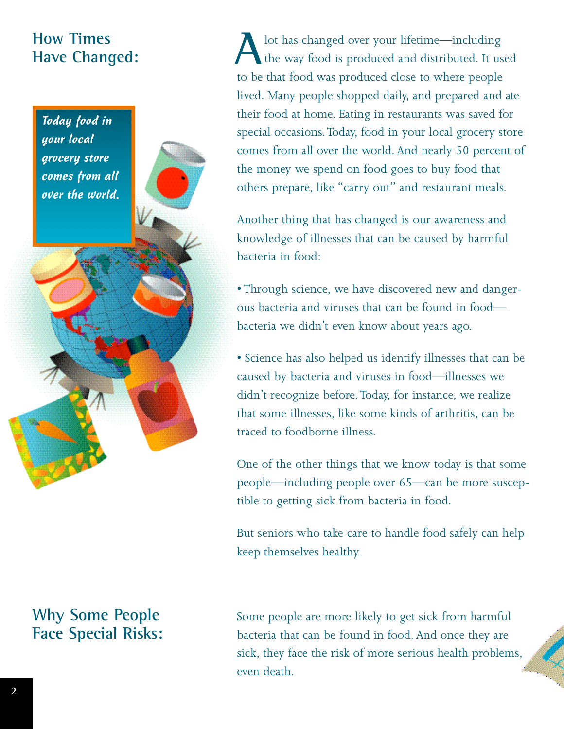## How Times Have Changed:

*Today food in your local grocery store comes from all over the world.*

A lot has changed over your lifetime—including the way food is produced and distributed. It used to be that food was produced close to where people lived. Many people shopped daily, and prepared and ate their food at home. Eating in restaurants was saved for special occasions. Today, food in your local grocery store comes from all over the world. And nearly 50 percent of the money we spend on food goes to buy food that others prepare, like "carry out" and restaurant meals.

Another thing that has changed is our awareness and knowledge of illnesses that can be caused by harmful bacteria in food:

- Through science, we have discovered new and dangerous bacteria and viruses that can be found in food—bacteria we didn't even know about years ago.
- Science has also helped us identify illnesses that can be caused by bacteria and viruses in food—illnesses we didn't recognize before. Today, for instance, we realize that some illnesses, like some kinds of arthritis, can be traced to foodborne illness.

One of the other things that we know today is that some people—including people over 65—can be more susceptible to getting sick from bacteria in food.

But seniors who take care to handle food safely can help keep themselves healthy.

## Why Some People Face Special Risks:

Some people are more likely to get sick from harmful bacteria that can be found in food. And once they are sick, they face the risk of more serious health problems, even death.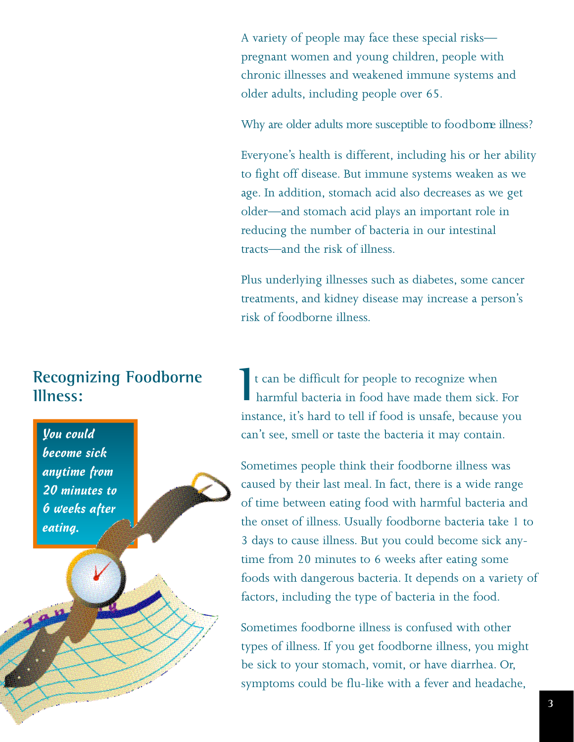A variety of people may face these special risks—pregnant women and young children, people with chronic illnesses and weakened immune systems and older adults, including people over 65.

Why are older adults more susceptible to foodborne illness?

Everyone's health is different, including his or her ability to fight off disease. But immune systems weaken as we age. In addition, stomach acid also decreases as we get older—and stomach acid plays an important role in reducing the number of bacteria in our intestinal tracts—and the risk of illness.

Plus underlying illnesses such as diabetes, some cancer treatments, and kidney disease may increase a person's risk of foodborne illness.

## Recognizing Foodborne Illness:

*You could become sick anytime from 20 minutes to 6 weeks after eating.*

It can be difficult for people to recognize when harmful bacteria in food have made them sick. For instance, it's hard to tell if food is unsafe, because you can't see, smell or taste the bacteria it may contain.

Sometimes people think their foodborne illness was caused by their last meal. In fact, there is a wide range of time between eating food with harmful bacteria and the onset of illness. Usually foodborne bacteria take 1 to 3 days to cause illness. But you could become sick anytime from 20 minutes to 6 weeks after eating some foods with dangerous bacteria. It depends on a variety of factors, including the type of bacteria in the food.

Sometimes foodborne illness is confused with other types of illness. If you get foodborne illness, you might be sick to your stomach, vomit, or have diarrhea. Or, symptoms could be flu-like with a fever and headache,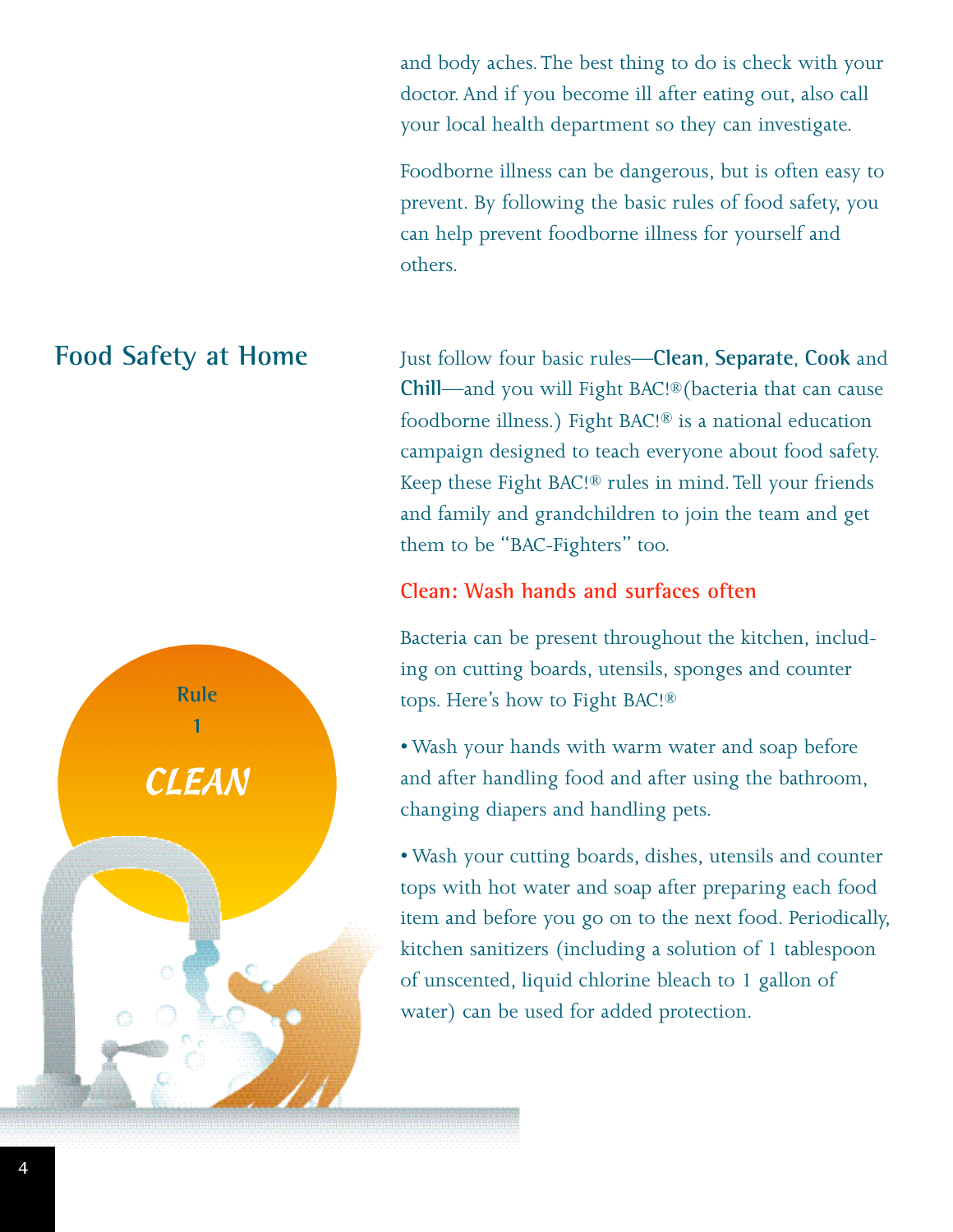and body aches. The best thing to do is check with your doctor. And if you become ill after eating out, also call your local health department so they can investigate.

Foodborne illness can be dangerous, but is often easy to prevent. By following the basic rules of food safety, you can help prevent foodborne illness for yourself and others.

## Food Safety at Home

Just follow four basic rules—**Clean**, **Separate**, **Cook** and **Chill**—and you will Fight BAC!®(bacteria that can cause foodborne illness.) Fight BAC!® is a national education campaign designed to teach everyone about food safety. Keep these Fight BAC!® rules in mind. Tell your friends and family and grandchildren to join the team and get them to be "BAC-Fighters" too.

Rule 1

*CLEAN*

### Clean: Wash hands and surfaces often

Bacteria can be present throughout the kitchen, including on cutting boards, utensils, sponges and counter tops. Here's how to Fight BAC!®

• Wash your hands with warm water and soap before and after handling food and after using the bathroom, changing diapers and handling pets.

• Wash your cutting boards, dishes, utensils and counter tops with hot water and soap after preparing each food item and before you go on to the next food. Periodically, kitchen sanitizers (including a solution of 1 tablespoon of unscented, liquid chlorine bleach to 1 gallon of water) can be used for added protection.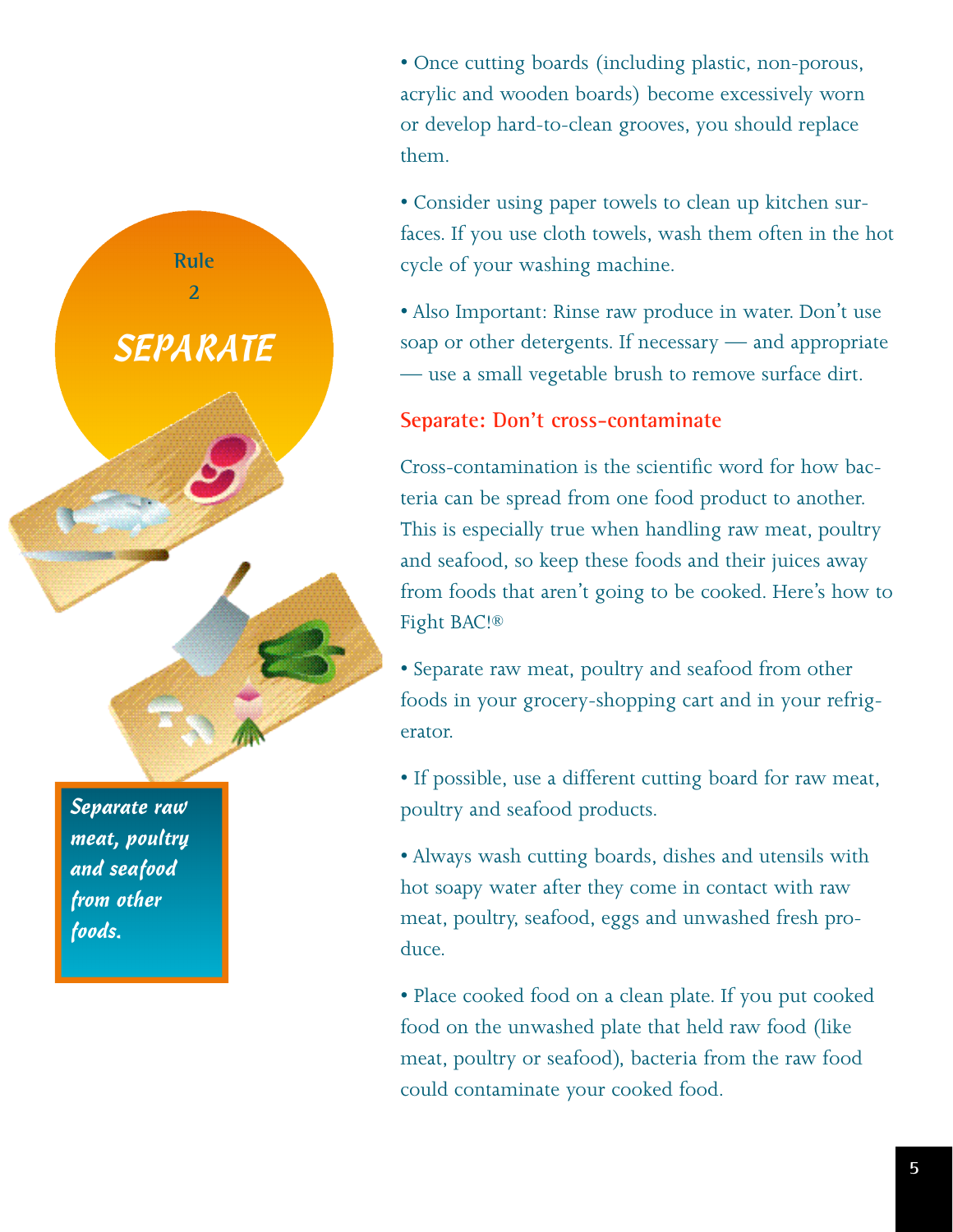## Rule 2

## SEPARATE

*Separate raw meat, poultry and seafood from other foods.*

• Once cutting boards (including plastic, non-porous, acrylic and wooden boards) become excessively worn or develop hard-to-clean grooves, you should replace them.

• Consider using paper towels to clean up kitchen surfaces. If you use cloth towels, wash them often in the hot cycle of your washing machine.

• Also Important: Rinse raw produce in water. Don't use soap or other detergents. If necessary — and appropriate — use a small vegetable brush to remove surface dirt.

### Separate: Don't cross-contaminate

Cross-contamination is the scientific word for how bacteria can be spread from one food product to another. This is especially true when handling raw meat, poultry and seafood, so keep these foods and their juices away from foods that aren't going to be cooked. Here's how to Fight BAC!®

• Separate raw meat, poultry and seafood from other foods in your grocery-shopping cart and in your refrigerator.

• If possible, use a different cutting board for raw meat, poultry and seafood products.

• Always wash cutting boards, dishes and utensils with hot soapy water after they come in contact with raw meat, poultry, seafood, eggs and unwashed fresh produce.

• Place cooked food on a clean plate. If you put cooked food on the unwashed plate that held raw food (like meat, poultry or seafood), bacteria from the raw food could contaminate your cooked food.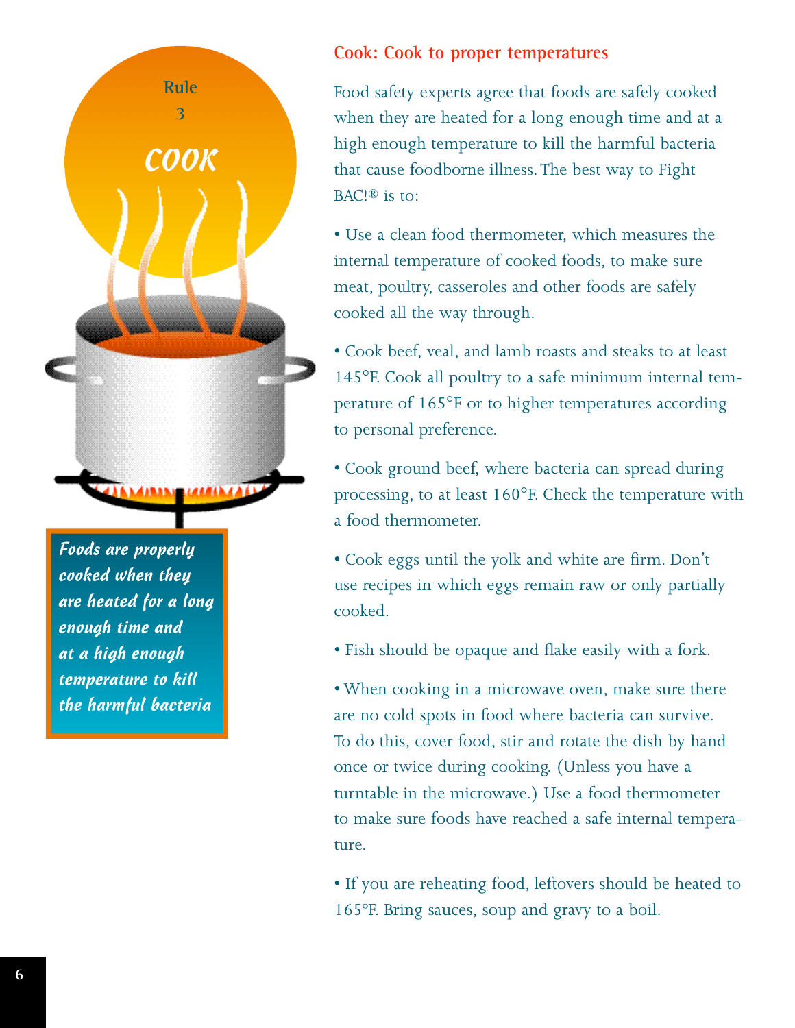Rule 3

**COOK**

*Foods are properly cooked when they are heated for a long enough time and at a high enough temperature to kill the harmful bacteria*

## Cook: Cook to proper temperatures

Food safety experts agree that foods are safely cooked when they are heated for a long enough time and at a high enough temperature to kill the harmful bacteria that cause foodborne illness. The best way to Fight BAC!® is to:

- Use a clean food thermometer, which measures the internal temperature of cooked foods, to make sure meat, poultry, casseroles and other foods are safely cooked all the way through.
- Cook beef, veal, and lamb roasts and steaks to at least 145°F. Cook all poultry to a safe minimum internal temperature of 165°F or to higher temperatures according to personal preference.
- Cook ground beef, where bacteria can spread during processing, to at least 160°F. Check the temperature with a food thermometer.
- Cook eggs until the yolk and white are firm. Don't use recipes in which eggs remain raw or only partially cooked.
- Fish should be opaque and flake easily with a fork.
- When cooking in a microwave oven, make sure there are no cold spots in food where bacteria can survive. To do this, cover food, stir and rotate the dish by hand once or twice during cooking. (Unless you have a turntable in the microwave.) Use a food thermometer to make sure foods have reached a safe internal temperature.
- If you are reheating food, leftovers should be heated to 165°F. Bring sauces, soup and gravy to a boil.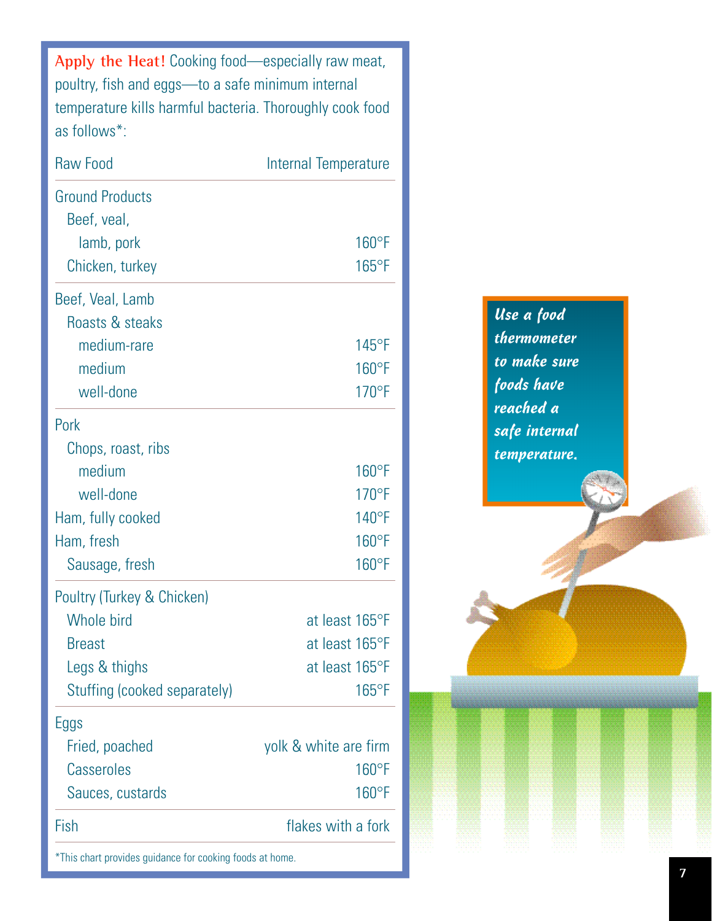**Apply the Heat!** Cooking food—especially raw meat, poultry, fish and eggs—to a safe minimum internal temperature kills harmful bacteria. Thoroughly cook food as follows*:

| Raw Food | Internal Temperature |
|---|---|
| **Ground Products** | |
| Beef, veal, lamb, pork | 160°F |
| Chicken, turkey | 165°F |
| **Beef, Veal, Lamb** | |
| Roasts & steaks | |
| medium-rare | 145°F |
| medium | 160°F |
| well-done | 170°F |
| **Pork** | |
| Chops, roast, ribs | |
| medium | 160°F |
| well-done | 170°F |
| Ham, fully cooked | 140°F |
| Ham, fresh | 160°F |
| Sausage, fresh | 160°F |
| **Poultry (Turkey & Chicken)** | |
| Whole bird | at least 165°F |
| Breast | at least 165°F |
| Legs & thighs | at least 165°F |
| Stuffing (cooked separately) | 165°F |
| **Eggs** | |
| Fried, poached | yolk & white are firm |
| Casseroles | 160°F |
| Sauces, custards | 160°F |
| **Fish** | flakes with a fork |

*This chart provides guidance for cooking foods at home.

*Use a food thermometer to make sure foods have reached a safe internal temperature.*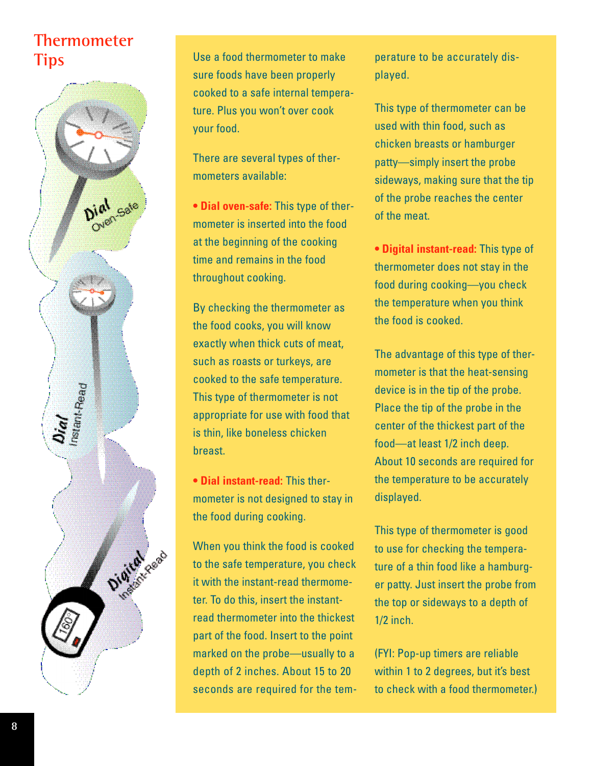# Thermometer Tips

Use a food thermometer to make sure foods have been properly cooked to a safe internal temperature. Plus you won't over cook your food.

There are several types of thermometers available:

• **Dial oven-safe:** This type of thermometer is inserted into the food at the beginning of the cooking time and remains in the food throughout cooking.

By checking the thermometer as the food cooks, you will know exactly when thick cuts of meat, such as roasts or turkeys, are cooked to the safe temperature. This type of thermometer is not appropriate for use with food that is thin, like boneless chicken breast.

• **Dial instant-read:** This thermometer is not designed to stay in the food during cooking.

When you think the food is cooked to the safe temperature, you check it with the instant-read thermometer. To do this, insert the instant-read thermometer into the thickest part of the food. Insert to the point marked on the probe—usually to a depth of 2 inches. About 15 to 20 seconds are required for the temperature to be accurately displayed.

This type of thermometer can be used with thin food, such as chicken breasts or hamburger patty—simply insert the probe sideways, making sure that the tip of the probe reaches the center of the meat.

• **Digital instant-read:** This type of thermometer does not stay in the food during cooking—you check the temperature when you think the food is cooked.

The advantage of this type of thermometer is that the heat-sensing device is in the tip of the probe. Place the tip of the probe in the center of the thickest part of the food—at least 1/2 inch deep. About 10 seconds are required for the temperature to be accurately displayed.

This type of thermometer is good to use for checking the temperature of a thin food like a hamburger patty. Just insert the probe from the top or sideways to a depth of 1/2 inch.

(FYI: Pop-up timers are reliable within 1 to 2 degrees, but it's best to check with a food thermometer.)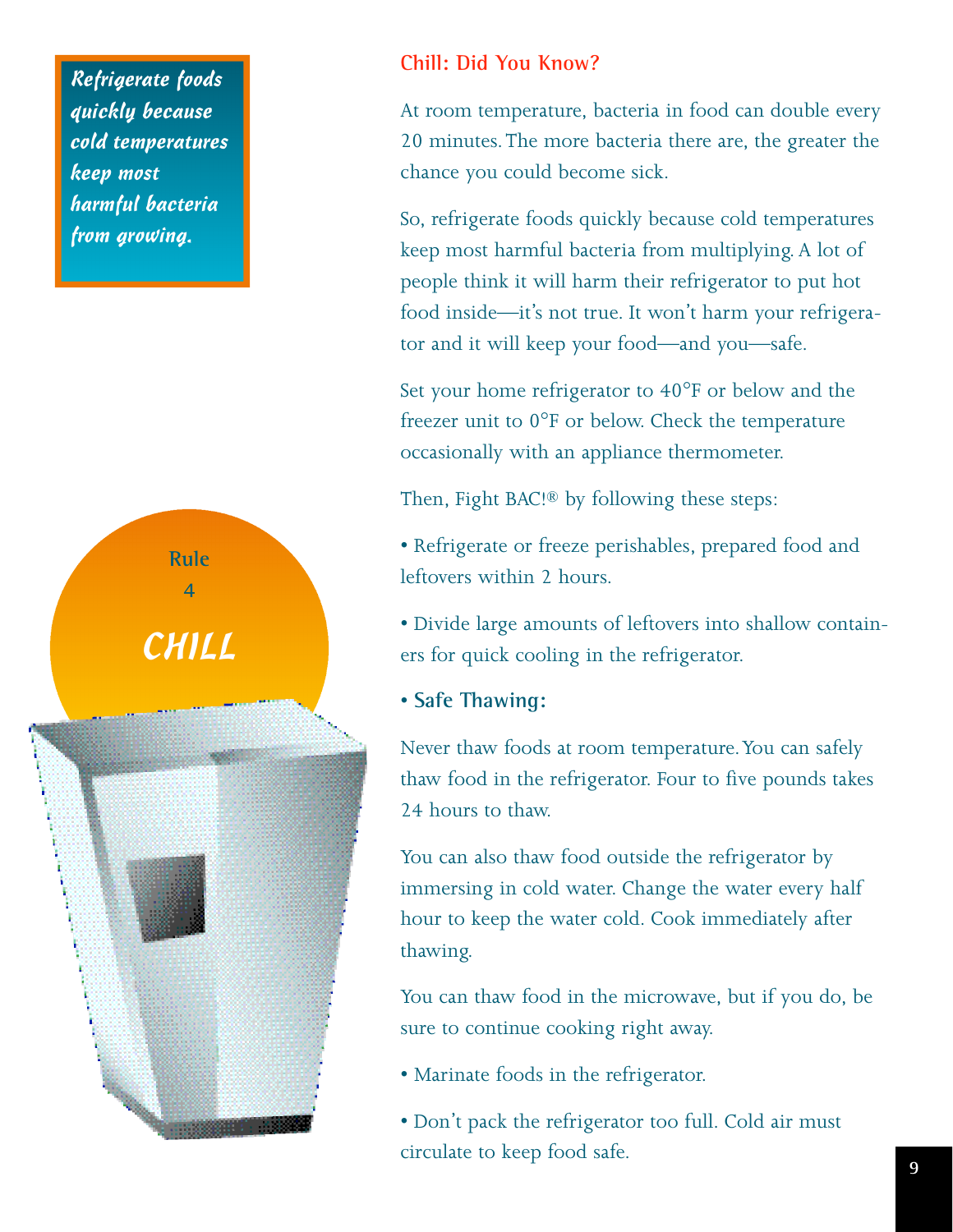*Refrigerate foods quickly because cold temperatures keep most harmful bacteria from growing.*

Rule 4

# CHILL

## Chill: Did You Know?

At room temperature, bacteria in food can double every 20 minutes. The more bacteria there are, the greater the chance you could become sick.

So, refrigerate foods quickly because cold temperatures keep most harmful bacteria from multiplying. A lot of people think it will harm their refrigerator to put hot food inside—it's not true. It won't harm your refrigerator and it will keep your food—and you—safe.

Set your home refrigerator to 40°F or below and the freezer unit to 0°F or below. Check the temperature occasionally with an appliance thermometer.

Then, Fight BAC!® by following these steps:

- Refrigerate or freeze perishables, prepared food and leftovers within 2 hours.
- Divide large amounts of leftovers into shallow containers for quick cooling in the refrigerator.
- **Safe Thawing:**

Never thaw foods at room temperature. You can safely thaw food in the refrigerator. Four to five pounds takes 24 hours to thaw.

You can also thaw food outside the refrigerator by immersing in cold water. Change the water every half hour to keep the water cold. Cook immediately after thawing.

You can thaw food in the microwave, but if you do, be sure to continue cooking right away.

- Marinate foods in the refrigerator.
- Don't pack the refrigerator too full. Cold air must circulate to keep food safe.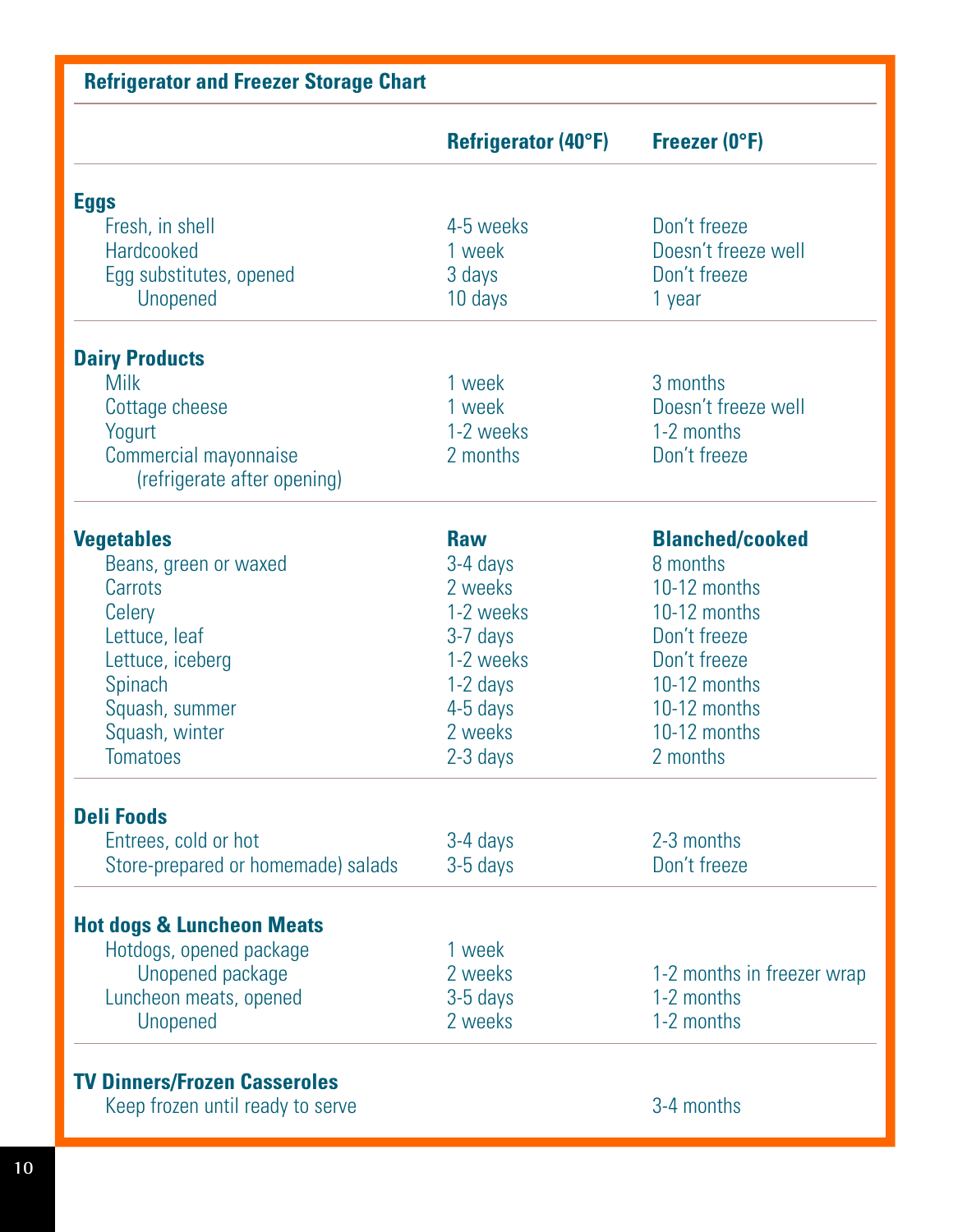## Refrigerator and Freezer Storage Chart

| | Refrigerator (40°F) | Freezer (0°F) |
|---|---|---|
| **Eggs** | | |
| Fresh, in shell | 4-5 weeks | Don't freeze |
| Hardcooked | 1 week | Doesn't freeze well |
| Egg substitutes, opened | 3 days | Don't freeze |
| Unopened | 10 days | 1 year |
| **Dairy Products** | | |
| Milk | 1 week | 3 months |
| Cottage cheese | 1 week | Doesn't freeze well |
| Yogurt | 1-2 weeks | 1-2 months |
| Commercial mayonnaise (refrigerate after opening) | 2 months | Don't freeze |
| **Vegetables** | **Raw** | **Blanched/cooked** |
| Beans, green or waxed | 3-4 days | 8 months |
| Carrots | 2 weeks | 10-12 months |
| Celery | 1-2 weeks | 10-12 months |
| Lettuce, leaf | 3-7 days | Don't freeze |
| Lettuce, iceberg | 1-2 weeks | Don't freeze |
| Spinach | 1-2 days | 10-12 months |
| Squash, summer | 4-5 days | 10-12 months |
| Squash, winter | 2 weeks | 10-12 months |
| Tomatoes | 2-3 days | 2 months |
| **Deli Foods** | | |
| Entrees, cold or hot | 3-4 days | 2-3 months |
| Store-prepared or homemade) salads | 3-5 days | Don't freeze |
| **Hot dogs & Luncheon Meats** | | |
| Hotdogs, opened package | 1 week | |
| Unopened package | 2 weeks | 1-2 months in freezer wrap |
| Luncheon meats, opened | 3-5 days | 1-2 months |
| Unopened | 2 weeks | 1-2 months |
| **TV Dinners/Frozen Casseroles** | | |
| Keep frozen until ready to serve | | 3-4 months |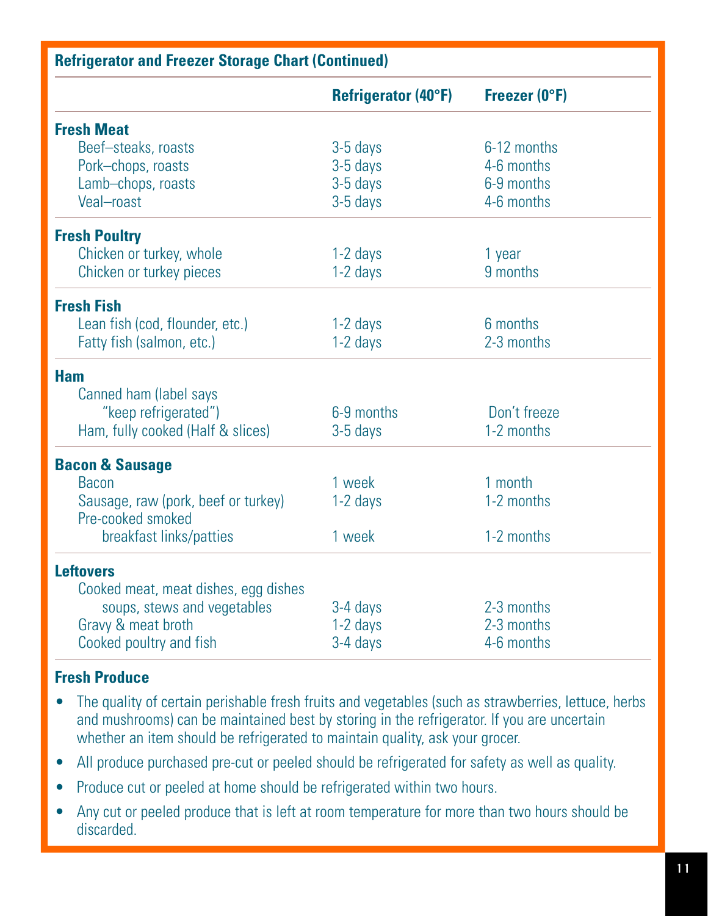## Refrigerator and Freezer Storage Chart (Continued)

| | Refrigerator (40°F) | Freezer (0°F) |
|---|---|---|
| **Fresh Meat** | | |
| Beef–steaks, roasts | 3-5 days | 6-12 months |
| Pork–chops, roasts | 3-5 days | 4-6 months |
| Lamb–chops, roasts | 3-5 days | 6-9 months |
| Veal–roast | 3-5 days | 4-6 months |
| **Fresh Poultry** | | |
| Chicken or turkey, whole | 1-2 days | 1 year |
| Chicken or turkey pieces | 1-2 days | 9 months |
| **Fresh Fish** | | |
| Lean fish (cod, flounder, etc.) | 1-2 days | 6 months |
| Fatty fish (salmon, etc.) | 1-2 days | 2-3 months |
| **Ham** | | |
| Canned ham (label says "keep refrigerated") | 6-9 months | Don't freeze |
| Ham, fully cooked (Half & slices) | 3-5 days | 1-2 months |
| **Bacon & Sausage** | | |
| Bacon | 1 week | 1 month |
| Sausage, raw (pork, beef or turkey) | 1-2 days | 1-2 months |
| Pre-cooked smoked breakfast links/patties | 1 week | 1-2 months |
| **Leftovers** | | |
| Cooked meat, meat dishes, egg dishes soups, stews and vegetables | 3-4 days | 2-3 months |
| Gravy & meat broth | 1-2 days | 2-3 months |
| Cooked poultry and fish | 3-4 days | 4-6 months |

### Fresh Produce

- The quality of certain perishable fresh fruits and vegetables (such as strawberries, lettuce, herbs and mushrooms) can be maintained best by storing in the refrigerator. If you are uncertain whether an item should be refrigerated to maintain quality, ask your grocer.
- All produce purchased pre-cut or peeled should be refrigerated for safety as well as quality.
- Produce cut or peeled at home should be refrigerated within two hours.
- Any cut or peeled produce that is left at room temperature for more than two hours should be discarded.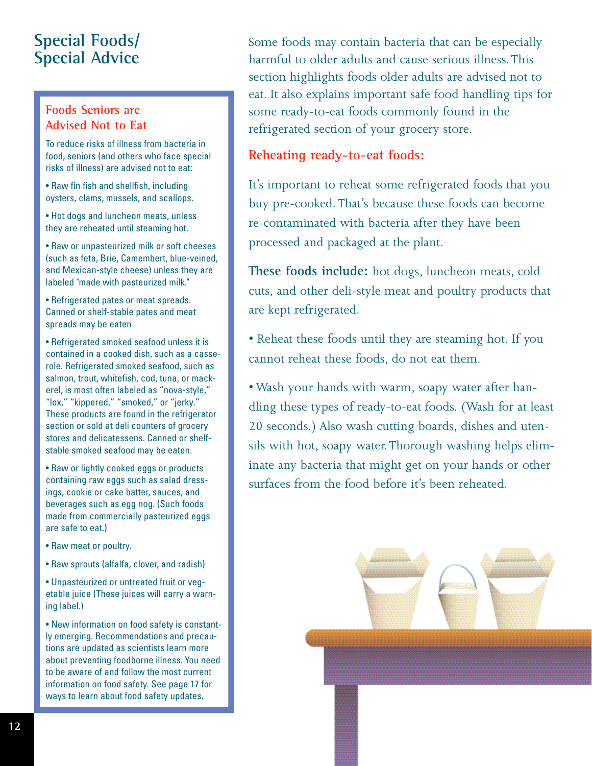# Special Foods/ Special Advice

## Foods Seniors are Advised Not to Eat

To reduce risks of illness from bacteria in food, seniors (and others who face special risks of illness) are advised not to eat:

- Raw fin fish and shellfish, including oysters, clams, mussels, and scallops.
- Hot dogs and luncheon meats, unless they are reheated until steaming hot.
- Raw or unpasteurized milk or soft cheeses (such as feta, Brie, Camembert, blue-veined, and Mexican-style cheese) unless they are labeled "made with pasteurized milk."
- Refrigerated pates or meat spreads. Canned or shelf-stable pates and meat spreads may be eaten
- Refrigerated smoked seafood unless it is contained in a cooked dish, such as a casserole. Refrigerated smoked seafood, such as salmon, trout, whitefish, cod, tuna, or mackerel, is most often labeled as “nova-style,” “lox,” “kippered,” “smoked,” or “jerky.” These products are found in the refrigerator section or sold at deli counters of grocery stores and delicatessens. Canned or shelf-stable smoked seafood may be eaten.
- Raw or lightly cooked eggs or products containing raw eggs such as salad dressings, cookie or cake batter, sauces, and beverages such as egg nog. (Such foods made from commercially pasteurized eggs are safe to eat.)
- Raw meat or poultry.
- Raw sprouts (alfalfa, clover, and radish)
- Unpasteurized or untreated fruit or vegetable juice (These juices will carry a warning label.)
- New information on food safety is constantly emerging. Recommendations and precautions are updated as scientists learn more about preventing foodborne illness. You need to be aware of and follow the most current information on food safety. See page 17 for ways to learn about food safety updates.

Some foods may contain bacteria that can be especially harmful to older adults and cause serious illness. This section highlights foods older adults are advised not to eat. It also explains important safe food handling tips for some ready-to-eat foods commonly found in the refrigerated section of your grocery store.

## Reheating ready-to-eat foods:

It’s important to reheat some refrigerated foods that you buy pre-cooked. That’s because these foods can become re-contaminated with bacteria after they have been processed and packaged at the plant.

**These foods include:** hot dogs, luncheon meats, cold cuts, and other deli-style meat and poultry products that are kept refrigerated.

- Reheat these foods until they are steaming hot. If you cannot reheat these foods, do not eat them.
- Wash your hands with warm, soapy water after handling these types of ready-to-eat foods. (Wash for at least 20 seconds.) Also wash cutting boards, dishes and utensils with hot, soapy water. Thorough washing helps eliminate any bacteria that might get on your hands or other surfaces from the food before it’s been reheated.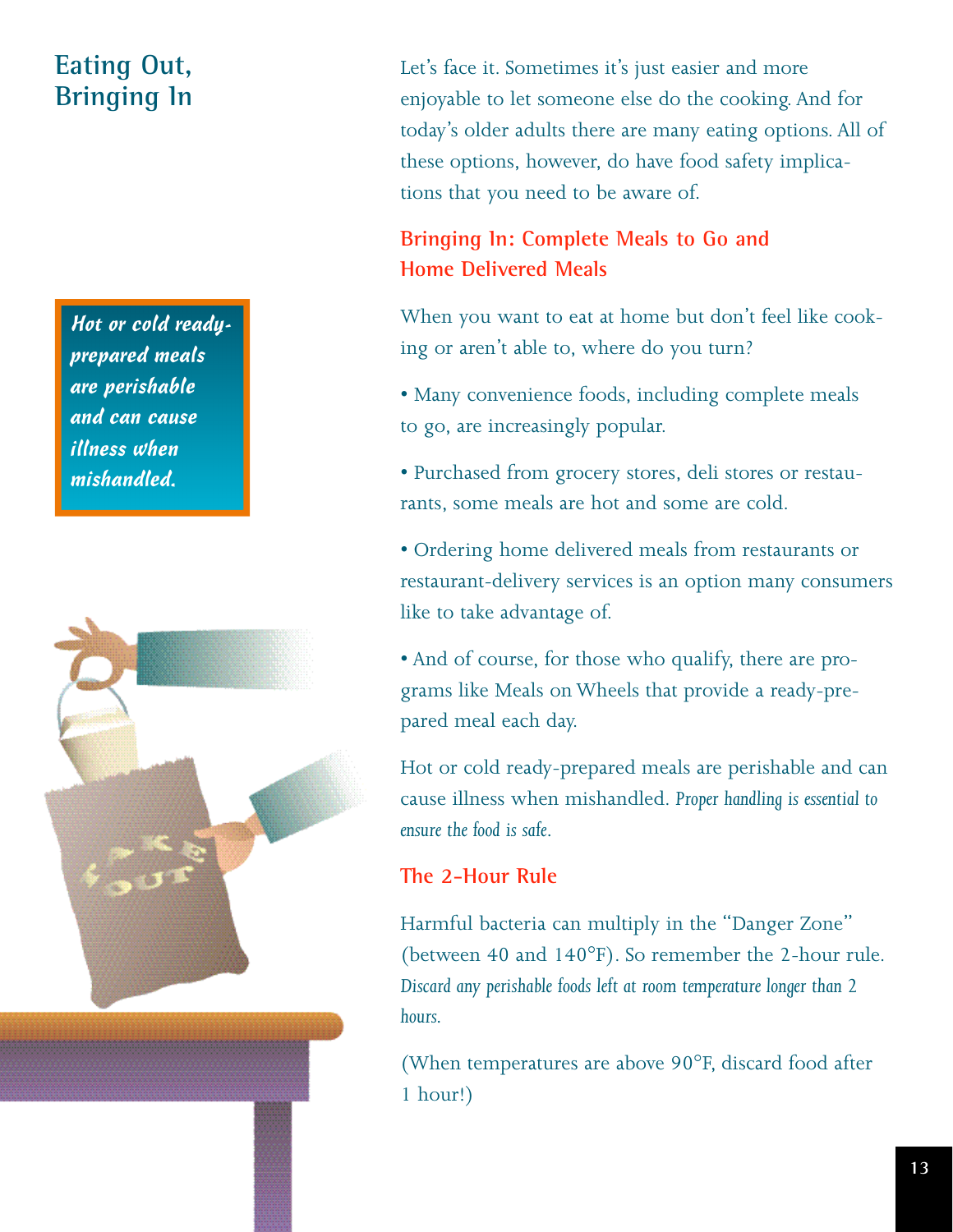## Eating Out, Bringing In

> ***Hot or cold ready-prepared meals are perishable and can cause illness when mishandled.***

Let's face it. Sometimes it's just easier and more enjoyable to let someone else do the cooking. And for today's older adults there are many eating options. All of these options, however, do have food safety implications that you need to be aware of.

### Bringing In: Complete Meals to Go and Home Delivered Meals

When you want to eat at home but don't feel like cooking or aren't able to, where do you turn?

- Many convenience foods, including complete meals to go, are increasingly popular.
- Purchased from grocery stores, deli stores or restaurants, some meals are hot and some are cold.
- Ordering home delivered meals from restaurants or restaurant-delivery services is an option many consumers like to take advantage of.
- And of course, for those who qualify, there are programs like Meals on Wheels that provide a ready-prepared meal each day.

Hot or cold ready-prepared meals are perishable and can cause illness when mishandled. *Proper handling is essential to ensure the food is safe.*

### The 2-Hour Rule

Harmful bacteria can multiply in the "Danger Zone" (between 40 and 140°F). So remember the 2-hour rule. *Discard any perishable foods left at room temperature longer than 2 hours.*

(When temperatures are above 90°F, discard food after 1 hour!)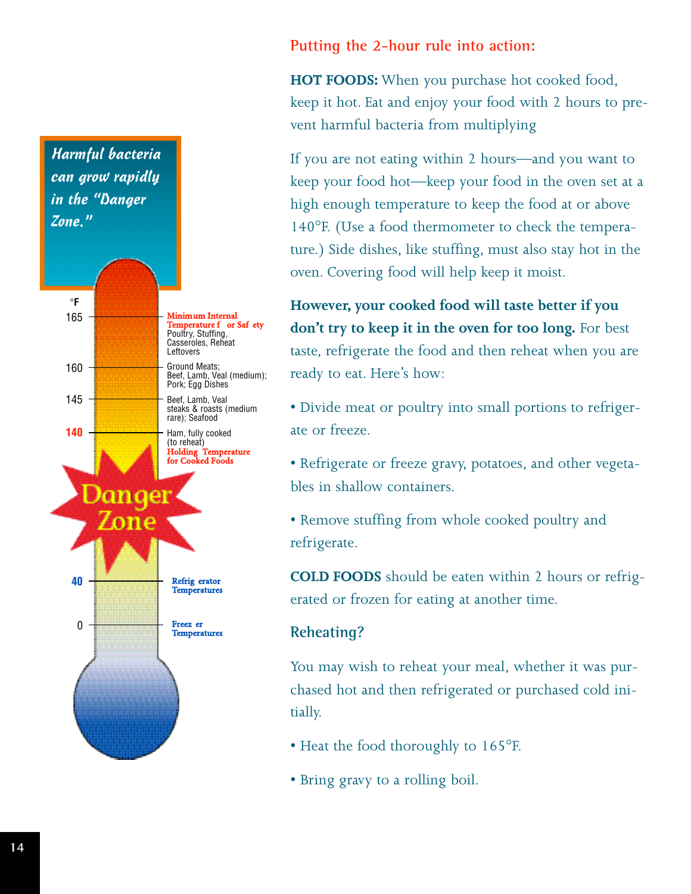*Harmful bacteria can grow rapidly in the "Danger Zone."*

| °F | |
|---|---|
| 165 | **Minimum Internal Temperature for Safety** Poultry, Stuffing, Casseroles, Reheat Leftovers |
| 160 | Ground Meats; Beef, Lamb, Veal (medium); Pork; Egg Dishes |
| 145 | Beef, Lamb, Veal steaks & roasts (medium rare); Seafood |
| 140 | Ham, fully cooked (to reheat) **Holding Temperature for Cooked Foods** |
| | **Danger Zone** |
| 40 | **Refrigerator Temperatures** |
| 0 | **Freezer Temperatures** |

## Putting the 2-hour rule into action:

**HOT FOODS:** When you purchase hot cooked food, keep it hot. Eat and enjoy your food with 2 hours to prevent harmful bacteria from multiplying

If you are not eating within 2 hours—and you want to keep your food hot—keep your food in the oven set at a high enough temperature to keep the food at or above 140°F. (Use a food thermometer to check the temperature.) Side dishes, like stuffing, must also stay hot in the oven. Covering food will help keep it moist.

**However, your cooked food will taste better if you don't try to keep it in the oven for too long.** For best taste, refrigerate the food and then reheat when you are ready to eat. Here's how:

- Divide meat or poultry into small portions to refrigerate or freeze.
- Refrigerate or freeze gravy, potatoes, and other vegetables in shallow containers.
- Remove stuffing from whole cooked poultry and refrigerate.

**COLD FOODS** should be eaten within 2 hours or refrigerated or frozen for eating at another time.

### Reheating?

You may wish to reheat your meal, whether it was purchased hot and then refrigerated or purchased cold initially.

- Heat the food thoroughly to 165°F.
- Bring gravy to a rolling boil.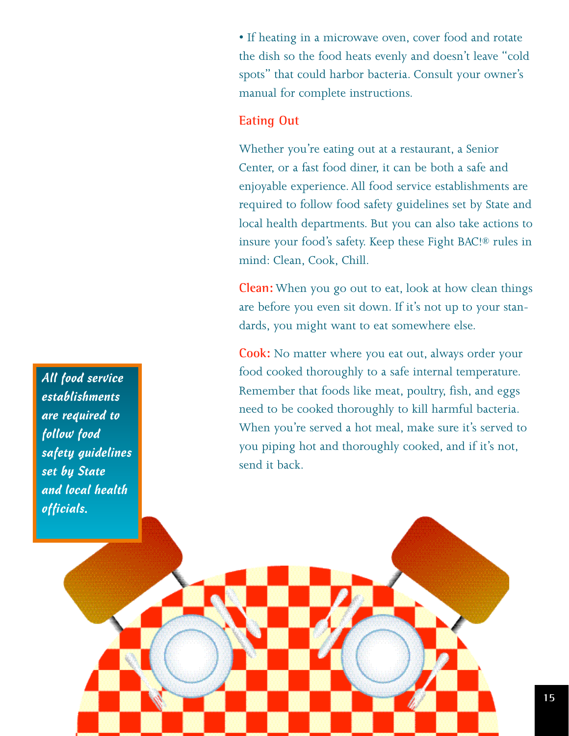- If heating in a microwave oven, cover food and rotate the dish so the food heats evenly and doesn't leave "cold spots" that could harbor bacteria. Consult your owner's manual for complete instructions.

## Eating Out

Whether you're eating out at a restaurant, a Senior Center, or a fast food diner, it can be both a safe and enjoyable experience. All food service establishments are required to follow food safety guidelines set by State and local health departments. But you can also take actions to insure your food's safety. Keep these Fight BAC!® rules in mind: Clean, Cook, Chill.

**Clean:** When you go out to eat, look at how clean things are before you even sit down. If it's not up to your standards, you might want to eat somewhere else.

**Cook:** No matter where you eat out, always order your food cooked thoroughly to a safe internal temperature. Remember that foods like meat, poultry, fish, and eggs need to be cooked thoroughly to kill harmful bacteria. When you're served a hot meal, make sure it's served to you piping hot and thoroughly cooked, and if it's not, send it back.

*All food service establishments are required to follow food safety guidelines set by State and local health officials.*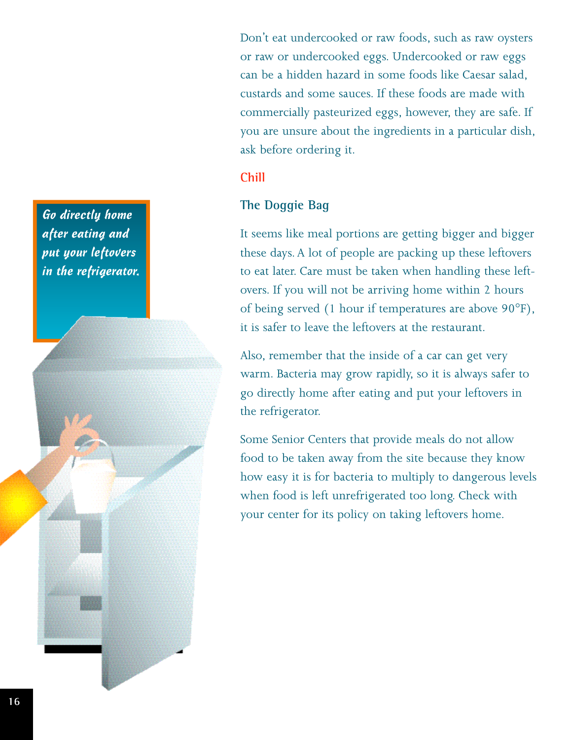Don't eat undercooked or raw foods, such as raw oysters or raw or undercooked eggs. Undercooked or raw eggs can be a hidden hazard in some foods like Caesar salad, custards and some sauces. If these foods are made with commercially pasteurized eggs, however, they are safe. If you are unsure about the ingredients in a particular dish, ask before ordering it.

## Chill

### The Doggie Bag

It seems like meal portions are getting bigger and bigger these days. A lot of people are packing up these leftovers to eat later. Care must be taken when handling these leftovers. If you will not be arriving home within 2 hours of being served (1 hour if temperatures are above 90°F), it is safer to leave the leftovers at the restaurant.

Also, remember that the inside of a car can get very warm. Bacteria may grow rapidly, so it is always safer to go directly home after eating and put your leftovers in the refrigerator.

Some Senior Centers that provide meals do not allow food to be taken away from the site because they know how easy it is for bacteria to multiply to dangerous levels when food is left unrefrigerated too long. Check with your center for its policy on taking leftovers home.

*Go directly home after eating and put your leftovers in the refrigerator.*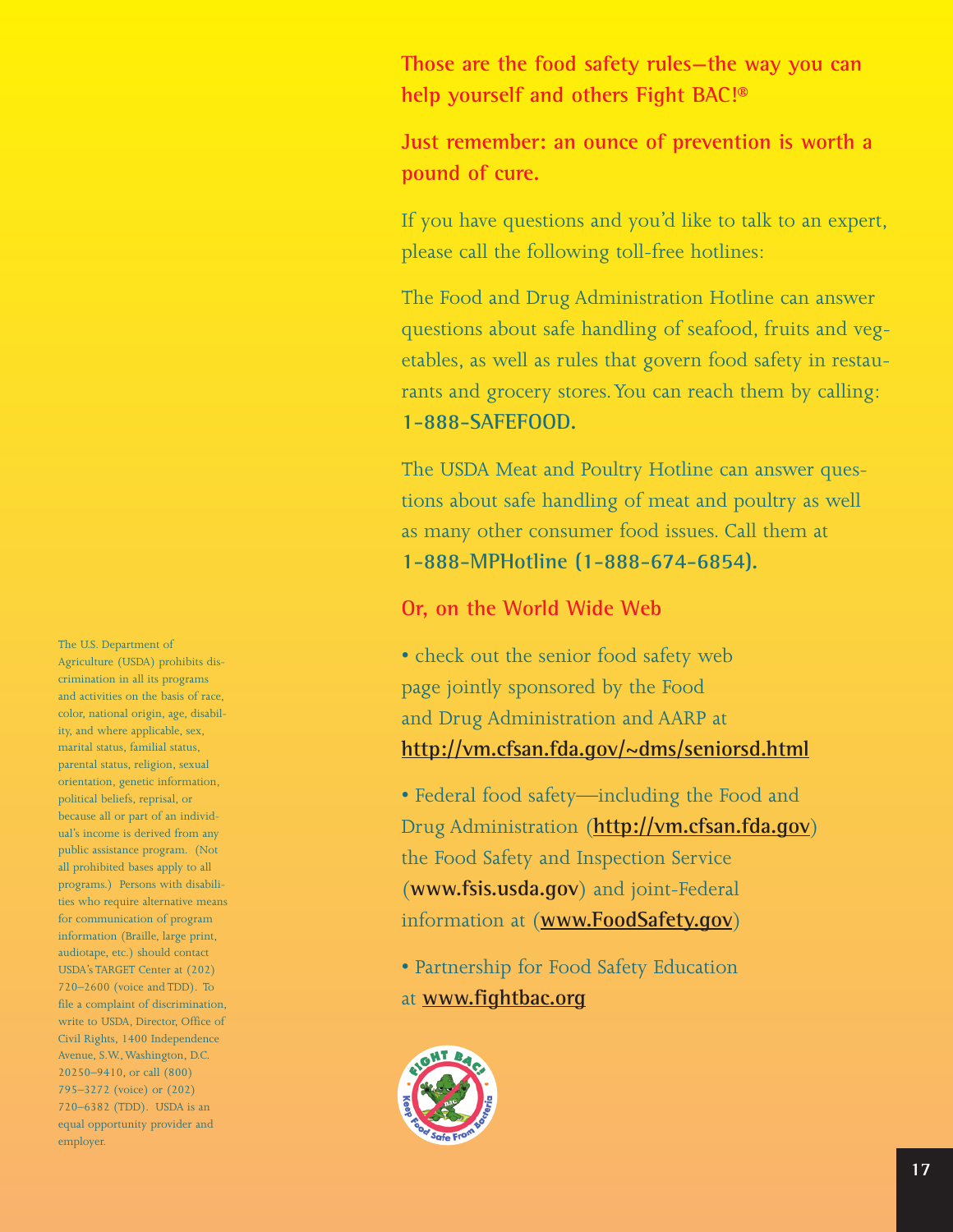**Those are the food safety rules—the way you can help yourself and others Fight BAC!®**

**Just remember: an ounce of prevention is worth a pound of cure.**

If you have questions and you'd like to talk to an expert, please call the following toll-free hotlines:

The Food and Drug Administration Hotline can answer questions about safe handling of seafood, fruits and vegetables, as well as rules that govern food safety in restaurants and grocery stores. You can reach them by calling: **1-888-SAFEFOOD.**

The USDA Meat and Poultry Hotline can answer questions about safe handling of meat and poultry as well as many other consumer food issues. Call them at **1-888-MPHotline (1-888-674-6854).**

**Or, on the World Wide Web**

- check out the senior food safety web page jointly sponsored by the Food and Drug Administration and AARP at **http://vm.cfsan.fda.gov/~dms/seniorsd.html**
- Federal food safety—including the Food and Drug Administration (**http://vm.cfsan.fda.gov**) the Food Safety and Inspection Service (**www.fsis.usda.gov**) and joint-Federal information at (**www.FoodSafety.gov**)
- Partnership for Food Safety Education at **www.fightbac.org**

The U.S. Department of Agriculture (USDA) prohibits discrimination in all its programs and activities on the basis of race, color, national origin, age, disability, and where applicable, sex, marital status, familial status, parental status, religion, sexual orientation, genetic information, political beliefs, reprisal, or because all or part of an individual's income is derived from any public assistance program. (Not all prohibited bases apply to all programs.) Persons with disabilities who require alternative means for communication of program information (Braille, large print, audiotape, etc.) should contact USDA's TARGET Center at (202) 720–2600 (voice and TDD). To file a complaint of discrimination, write to USDA, Director, Office of Civil Rights, 1400 Independence Avenue, S.W., Washington, D.C. 20250–9410, or call (800) 795–3272 (voice) or (202) 720–6382 (TDD). USDA is an equal opportunity provider and employer.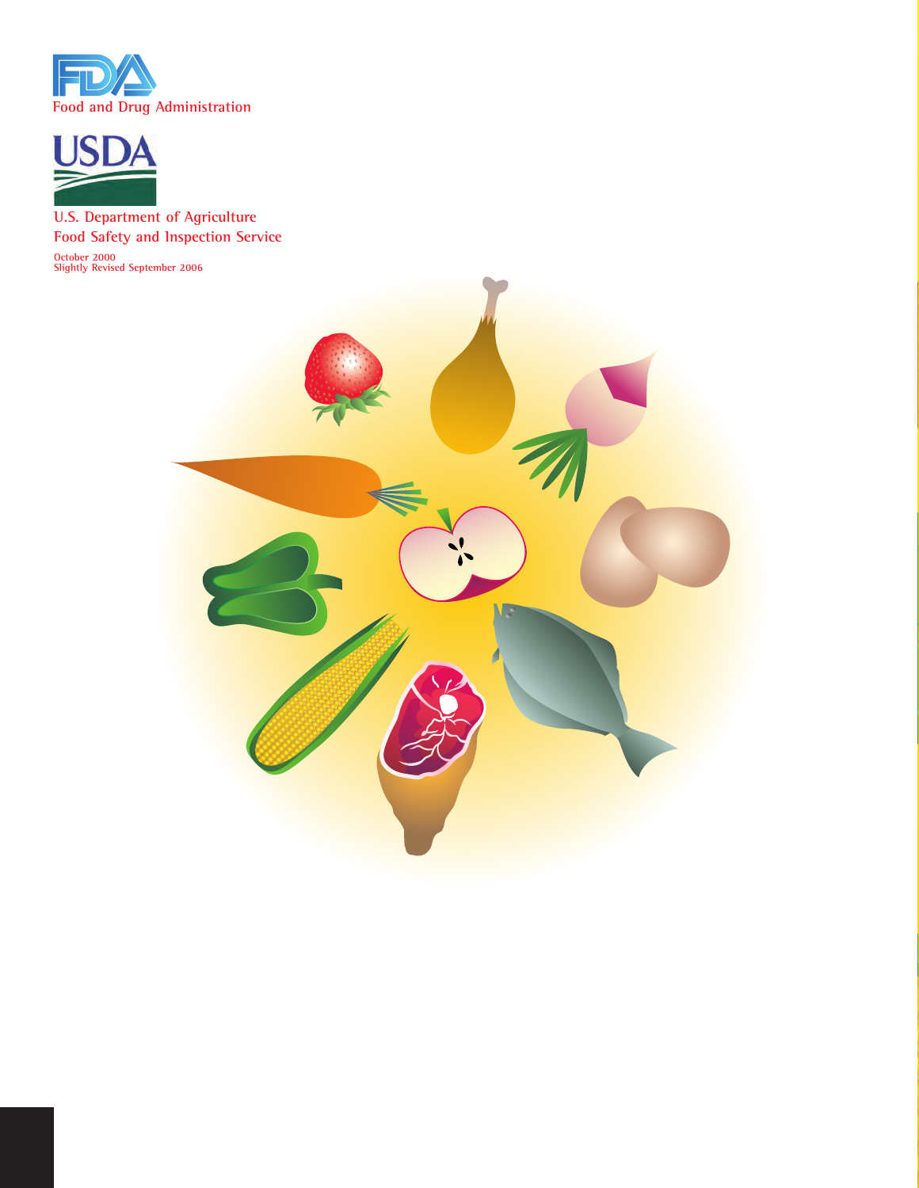Food and Drug Administration

U.S. Department of Agriculture
Food Safety and Inspection Service

October 2000
Slightly Revised September 2006